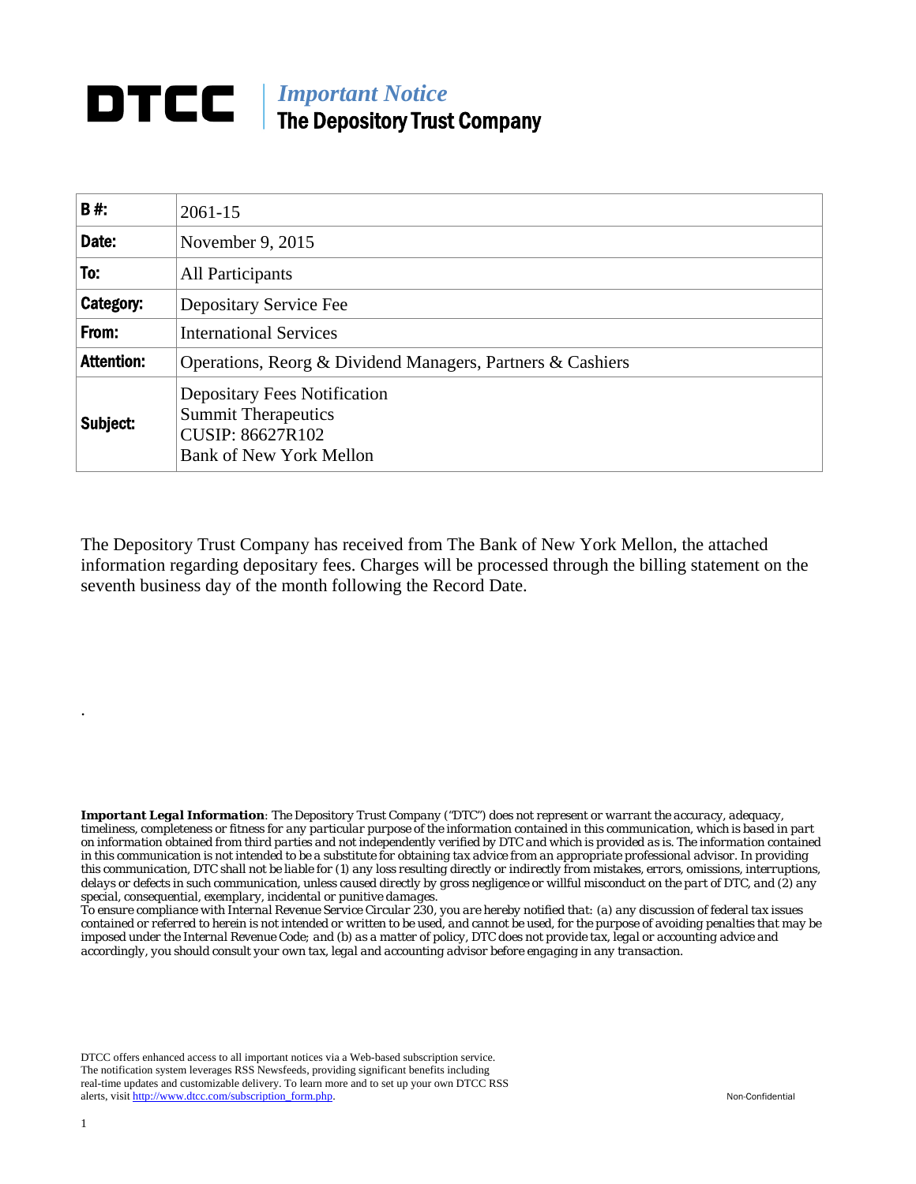# DTCC | *Important Notice*
## The Depository Trust Company

| B #: | 2061-15 |
|---|---|
| Date: | November 9, 2015 |
| To: | All Participants |
| Category: | Depositary Service Fee |
| From: | International Services |
| Attention: | Operations, Reorg & Dividend Managers, Partners & Cashiers |
| Subject: | Depositary Fees Notification<br>Summit Therapeutics<br>CUSIP: 86627R102<br>Bank of New York Mellon |

The Depository Trust Company has received from The Bank of New York Mellon, the attached information regarding depositary fees. Charges will be processed through the billing statement on the seventh business day of the month following the Record Date.

.

***Important Legal Information**: The Depository Trust Company ("DTC") does not represent or warrant the accuracy, adequacy, timeliness, completeness or fitness for any particular purpose of the information contained in this communication, which is based in part on information obtained from third parties and not independently verified by DTC and which is provided as is. The information contained in this communication is not intended to be a substitute for obtaining tax advice from an appropriate professional advisor. In providing this communication, DTC shall not be liable for (1) any loss resulting directly or indirectly from mistakes, errors, omissions, interruptions, delays or defects in such communication, unless caused directly by gross negligence or willful misconduct on the part of DTC, and (2) any special, consequential, exemplary, incidental or punitive damages.*

*To ensure compliance with Internal Revenue Service Circular 230, you are hereby notified that: (a) any discussion of federal tax issues contained or referred to herein is not intended or written to be used, and cannot be used, for the purpose of avoiding penalties that may be imposed under the Internal Revenue Code; and (b) as a matter of policy, DTC does not provide tax, legal or accounting advice and accordingly, you should consult your own tax, legal and accounting advisor before engaging in any transaction.*

DTCC offers enhanced access to all important notices via a Web-based subscription service. The notification system leverages RSS Newsfeeds, providing significant benefits including real-time updates and customizable delivery. To learn more and to set up your own DTCC RSS alerts, visit http://www.dtcc.com/subscription_form.php.

Non-Confidential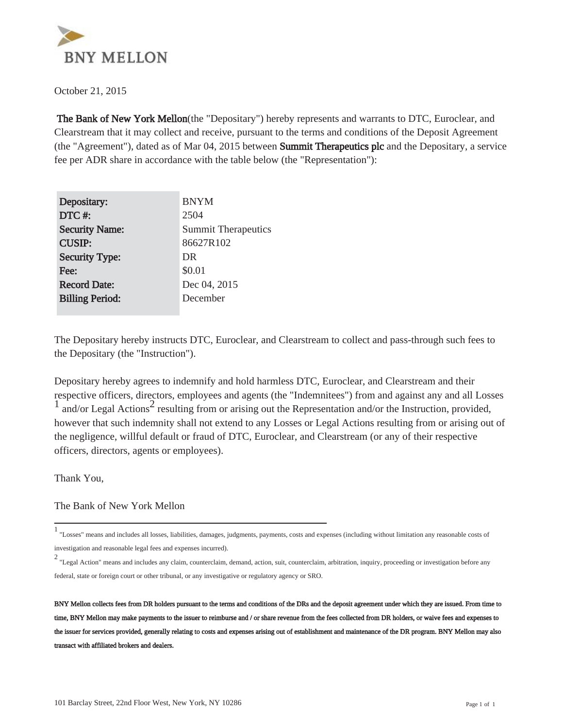BNY MELLON

October 21, 2015

**The Bank of New York Mellon**(the "Depositary") hereby represents and warrants to DTC, Euroclear, and Clearstream that it may collect and receive, pursuant to the terms and conditions of the Deposit Agreement (the "Agreement"), dated as of Mar 04, 2015 between **Summit Therapeutics plc** and the Depositary, a service fee per ADR share in accordance with the table below (the "Representation"):

| | |
|---|---|
| **Depositary:** | BNYM |
| **DTC #:** | 2504 |
| **Security Name:** | Summit Therapeutics |
| **CUSIP:** | 86627R102 |
| **Security Type:** | DR |
| **Fee:** | $0.01 |
| **Record Date:** | Dec 04, 2015 |
| **Billing Period:** | December |

The Depositary hereby instructs DTC, Euroclear, and Clearstream to collect and pass-through such fees to the Depositary (the "Instruction").

Depositary hereby agrees to indemnify and hold harmless DTC, Euroclear, and Clearstream and their respective officers, directors, employees and agents (the "Indemnitees") from and against any and all Losses [1] and/or Legal Actions[2] resulting from or arising out the Representation and/or the Instruction, provided, however that such indemnity shall not extend to any Losses or Legal Actions resulting from or arising out of the negligence, willful default or fraud of DTC, Euroclear, and Clearstream (or any of their respective officers, directors, agents or employees).

Thank You,

The Bank of New York Mellon

---

[1] "Losses" means and includes all losses, liabilities, damages, judgments, payments, costs and expenses (including without limitation any reasonable costs of investigation and reasonable legal fees and expenses incurred).

[2] "Legal Action" means and includes any claim, counterclaim, demand, action, suit, counterclaim, arbitration, inquiry, proceeding or investigation before any federal, state or foreign court or other tribunal, or any investigative or regulatory agency or SRO.

**BNY Mellon collects fees from DR holders pursuant to the terms and conditions of the DRs and the deposit agreement under which they are issued. From time to time, BNY Mellon may make payments to the issuer to reimburse and / or share revenue from the fees collected from DR holders, or waive fees and expenses to the issuer for services provided, generally relating to costs and expenses arising out of establishment and maintenance of the DR program. BNY Mellon may also transact with affiliated brokers and dealers.**

101 Barclay Street, 22nd Floor West, New York, NY 10286